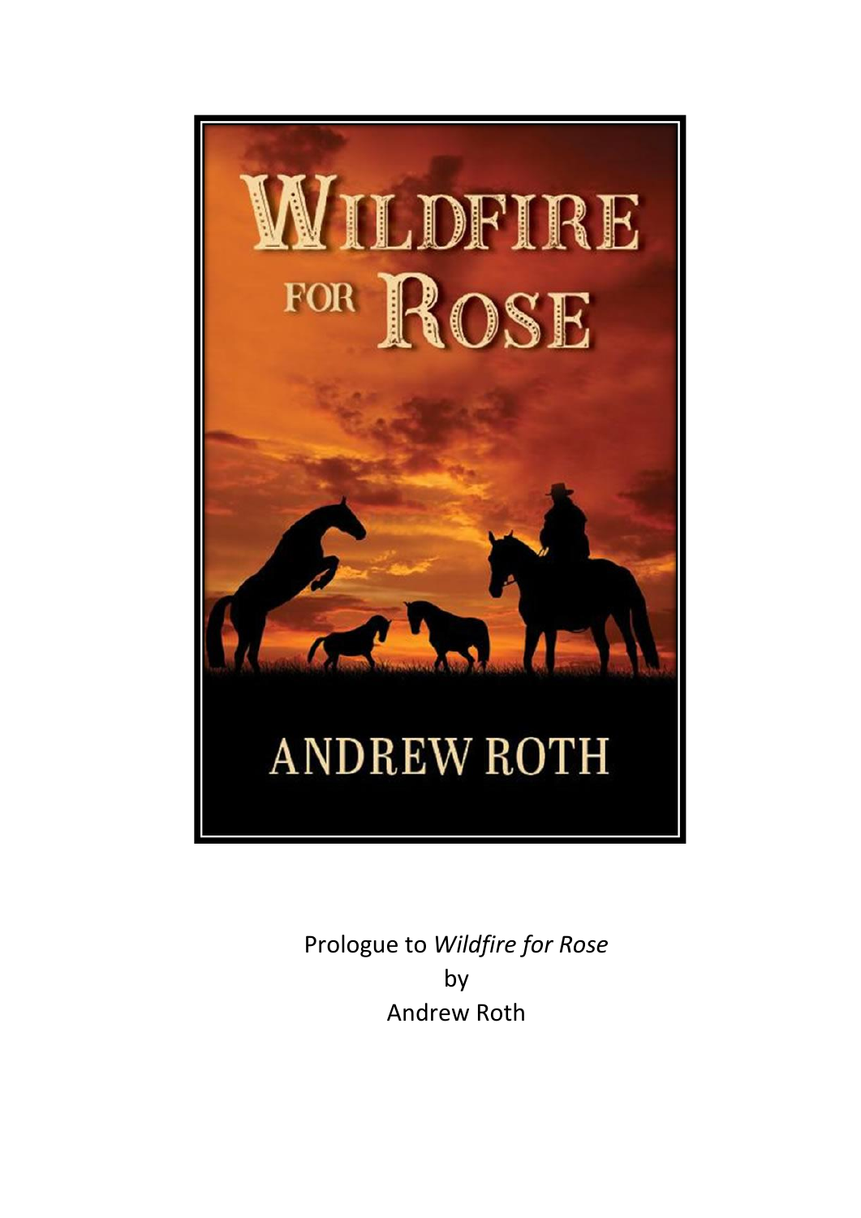# WILDFIRE FOR ROSE

ANDREW ROTH

Prologue to *Wildfire for Rose*
by
Andrew Roth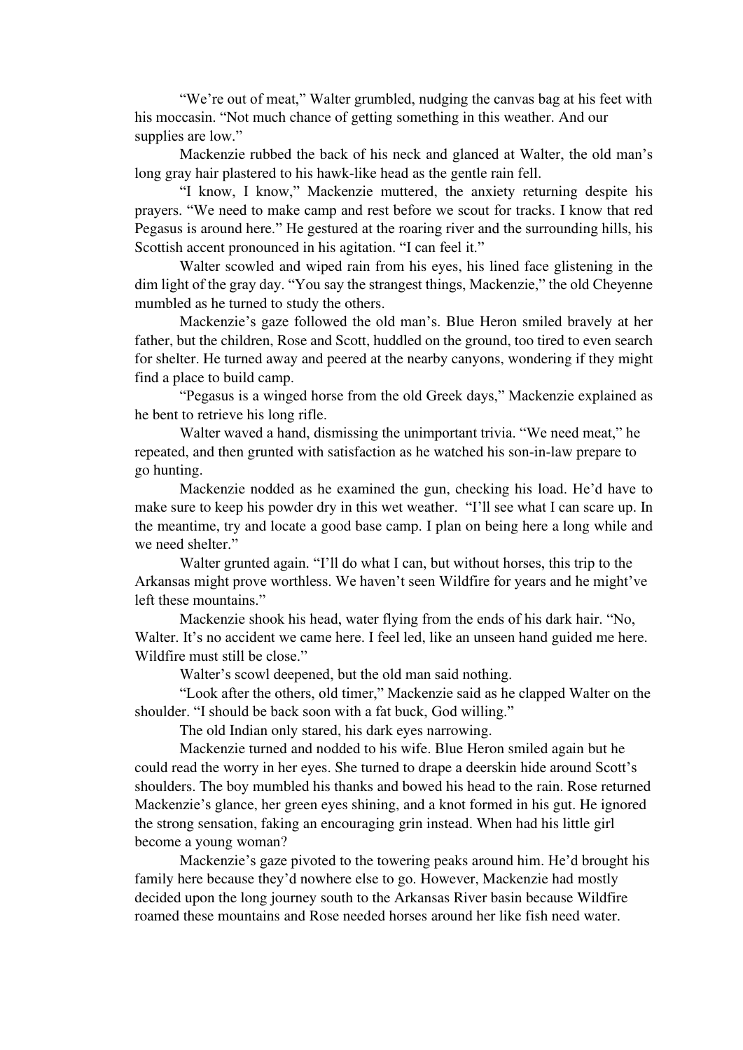"We're out of meat," Walter grumbled, nudging the canvas bag at his feet with his moccasin. "Not much chance of getting something in this weather. And our supplies are low."

Mackenzie rubbed the back of his neck and glanced at Walter, the old man's long gray hair plastered to his hawk-like head as the gentle rain fell.

"I know, I know," Mackenzie muttered, the anxiety returning despite his prayers. "We need to make camp and rest before we scout for tracks. I know that red Pegasus is around here." He gestured at the roaring river and the surrounding hills, his Scottish accent pronounced in his agitation. "I can feel it."

Walter scowled and wiped rain from his eyes, his lined face glistening in the dim light of the gray day. "You say the strangest things, Mackenzie," the old Cheyenne mumbled as he turned to study the others.

Mackenzie's gaze followed the old man's. Blue Heron smiled bravely at her father, but the children, Rose and Scott, huddled on the ground, too tired to even search for shelter. He turned away and peered at the nearby canyons, wondering if they might find a place to build camp.

"Pegasus is a winged horse from the old Greek days," Mackenzie explained as he bent to retrieve his long rifle.

Walter waved a hand, dismissing the unimportant trivia. "We need meat," he repeated, and then grunted with satisfaction as he watched his son-in-law prepare to go hunting.

Mackenzie nodded as he examined the gun, checking his load. He'd have to make sure to keep his powder dry in this wet weather. "I'll see what I can scare up. In the meantime, try and locate a good base camp. I plan on being here a long while and we need shelter."

Walter grunted again. "I'll do what I can, but without horses, this trip to the Arkansas might prove worthless. We haven't seen Wildfire for years and he might've left these mountains."

Mackenzie shook his head, water flying from the ends of his dark hair. "No, Walter. It's no accident we came here. I feel led, like an unseen hand guided me here. Wildfire must still be close."

Walter's scowl deepened, but the old man said nothing.

"Look after the others, old timer," Mackenzie said as he clapped Walter on the shoulder. "I should be back soon with a fat buck, God willing."

The old Indian only stared, his dark eyes narrowing.

Mackenzie turned and nodded to his wife. Blue Heron smiled again but he could read the worry in her eyes. She turned to drape a deerskin hide around Scott's shoulders. The boy mumbled his thanks and bowed his head to the rain. Rose returned Mackenzie's glance, her green eyes shining, and a knot formed in his gut. He ignored the strong sensation, faking an encouraging grin instead. When had his little girl become a young woman?

Mackenzie's gaze pivoted to the towering peaks around him. He'd brought his family here because they'd nowhere else to go. However, Mackenzie had mostly decided upon the long journey south to the Arkansas River basin because Wildfire roamed these mountains and Rose needed horses around her like fish need water.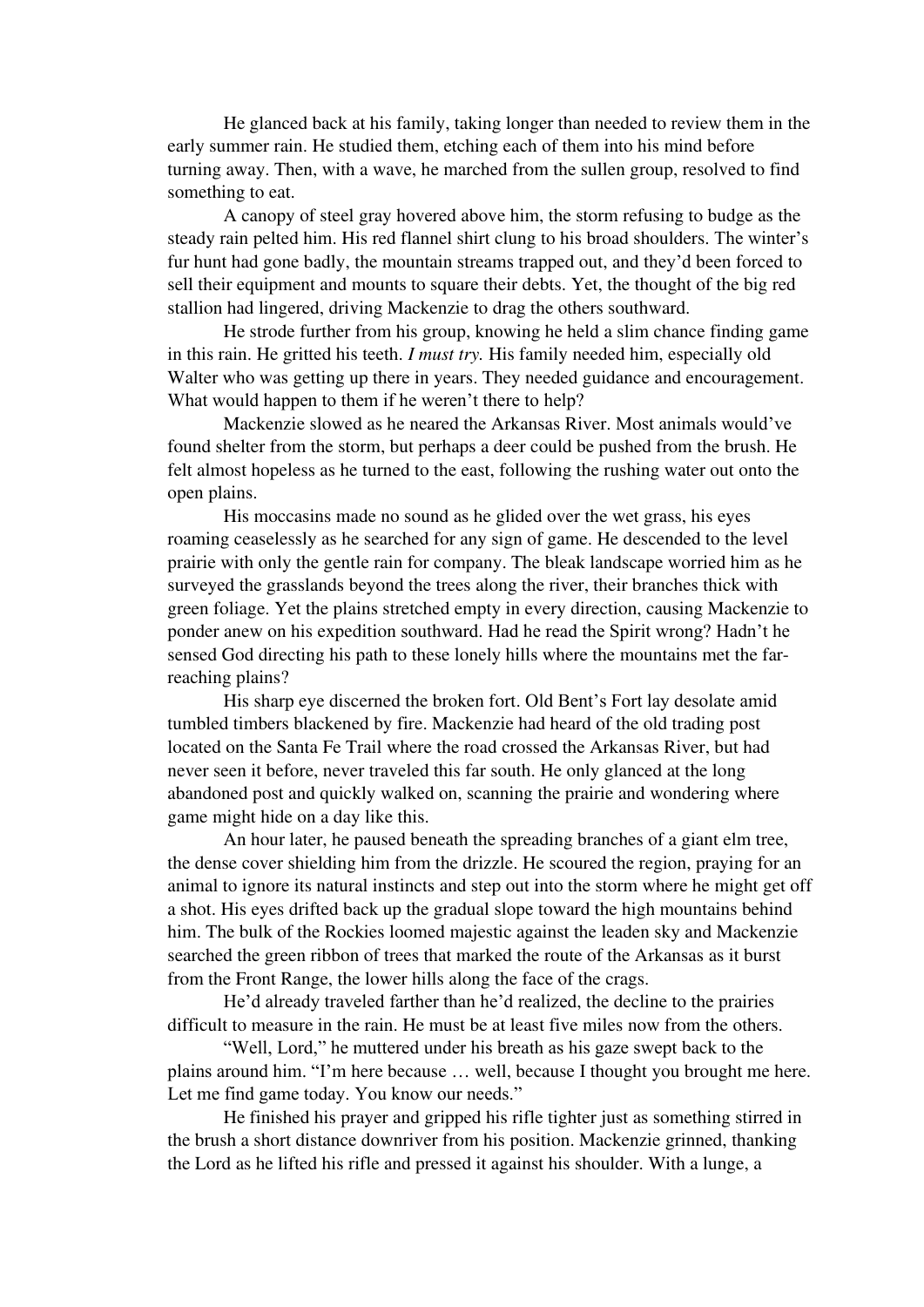He glanced back at his family, taking longer than needed to review them in the early summer rain. He studied them, etching each of them into his mind before turning away. Then, with a wave, he marched from the sullen group, resolved to find something to eat.

A canopy of steel gray hovered above him, the storm refusing to budge as the steady rain pelted him. His red flannel shirt clung to his broad shoulders. The winter's fur hunt had gone badly, the mountain streams trapped out, and they'd been forced to sell their equipment and mounts to square their debts. Yet, the thought of the big red stallion had lingered, driving Mackenzie to drag the others southward.

He strode further from his group, knowing he held a slim chance finding game in this rain. He gritted his teeth. *I must try.* His family needed him, especially old Walter who was getting up there in years. They needed guidance and encouragement. What would happen to them if he weren't there to help?

Mackenzie slowed as he neared the Arkansas River. Most animals would've found shelter from the storm, but perhaps a deer could be pushed from the brush. He felt almost hopeless as he turned to the east, following the rushing water out onto the open plains.

His moccasins made no sound as he glided over the wet grass, his eyes roaming ceaselessly as he searched for any sign of game. He descended to the level prairie with only the gentle rain for company. The bleak landscape worried him as he surveyed the grasslands beyond the trees along the river, their branches thick with green foliage. Yet the plains stretched empty in every direction, causing Mackenzie to ponder anew on his expedition southward. Had he read the Spirit wrong? Hadn't he sensed God directing his path to these lonely hills where the mountains met the far-reaching plains?

His sharp eye discerned the broken fort. Old Bent's Fort lay desolate amid tumbled timbers blackened by fire. Mackenzie had heard of the old trading post located on the Santa Fe Trail where the road crossed the Arkansas River, but had never seen it before, never traveled this far south. He only glanced at the long abandoned post and quickly walked on, scanning the prairie and wondering where game might hide on a day like this.

An hour later, he paused beneath the spreading branches of a giant elm tree, the dense cover shielding him from the drizzle. He scoured the region, praying for an animal to ignore its natural instincts and step out into the storm where he might get off a shot. His eyes drifted back up the gradual slope toward the high mountains behind him. The bulk of the Rockies loomed majestic against the leaden sky and Mackenzie searched the green ribbon of trees that marked the route of the Arkansas as it burst from the Front Range, the lower hills along the face of the crags.

He'd already traveled farther than he'd realized, the decline to the prairies difficult to measure in the rain. He must be at least five miles now from the others.

"Well, Lord," he muttered under his breath as his gaze swept back to the plains around him. "I'm here because … well, because I thought you brought me here. Let me find game today. You know our needs."

He finished his prayer and gripped his rifle tighter just as something stirred in the brush a short distance downriver from his position. Mackenzie grinned, thanking the Lord as he lifted his rifle and pressed it against his shoulder. With a lunge, a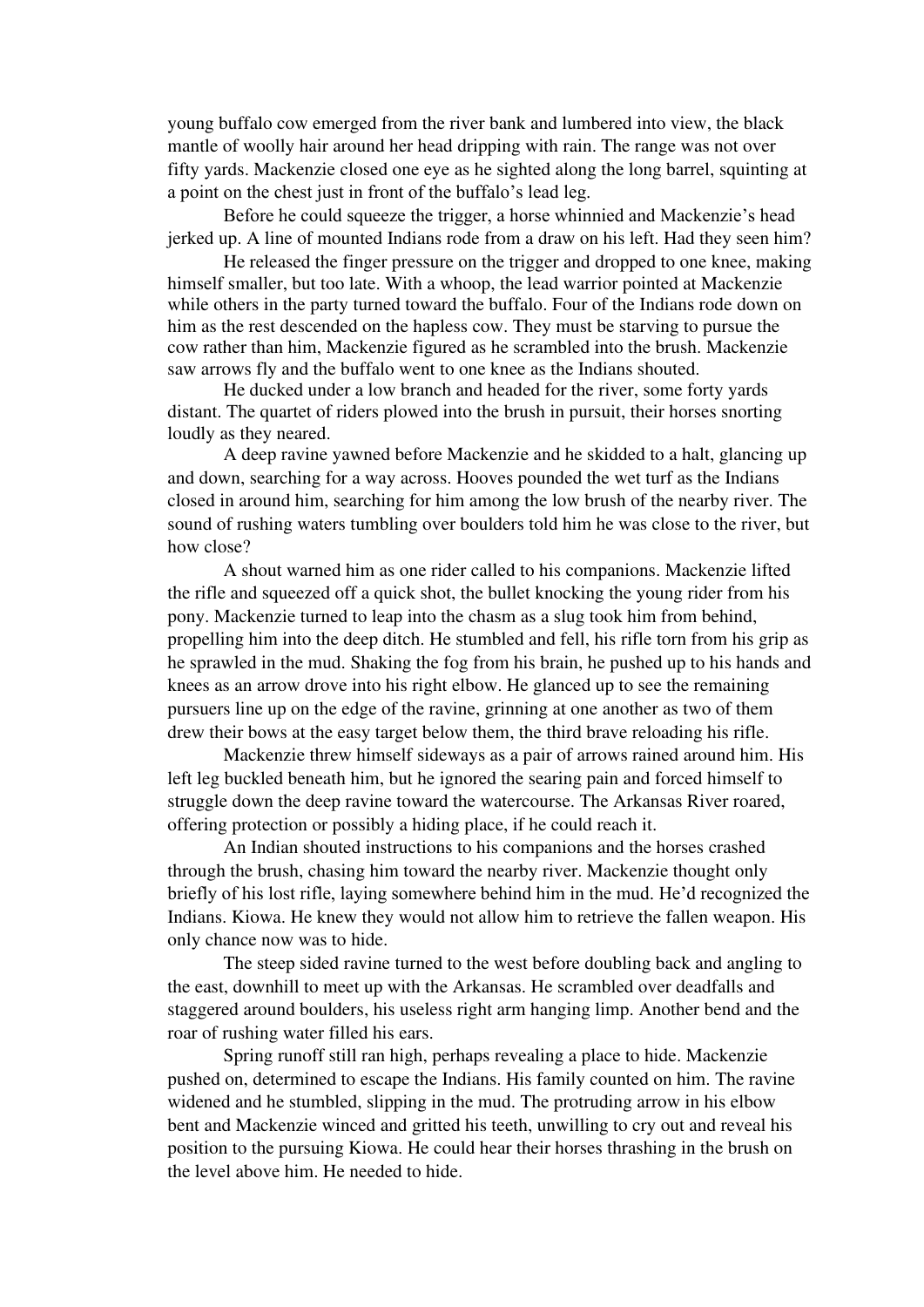young buffalo cow emerged from the river bank and lumbered into view, the black mantle of woolly hair around her head dripping with rain. The range was not over fifty yards. Mackenzie closed one eye as he sighted along the long barrel, squinting at a point on the chest just in front of the buffalo's lead leg.

Before he could squeeze the trigger, a horse whinnied and Mackenzie's head jerked up. A line of mounted Indians rode from a draw on his left. Had they seen him?

He released the finger pressure on the trigger and dropped to one knee, making himself smaller, but too late. With a whoop, the lead warrior pointed at Mackenzie while others in the party turned toward the buffalo. Four of the Indians rode down on him as the rest descended on the hapless cow. They must be starving to pursue the cow rather than him, Mackenzie figured as he scrambled into the brush. Mackenzie saw arrows fly and the buffalo went to one knee as the Indians shouted.

He ducked under a low branch and headed for the river, some forty yards distant. The quartet of riders plowed into the brush in pursuit, their horses snorting loudly as they neared.

A deep ravine yawned before Mackenzie and he skidded to a halt, glancing up and down, searching for a way across. Hooves pounded the wet turf as the Indians closed in around him, searching for him among the low brush of the nearby river. The sound of rushing waters tumbling over boulders told him he was close to the river, but how close?

A shout warned him as one rider called to his companions. Mackenzie lifted the rifle and squeezed off a quick shot, the bullet knocking the young rider from his pony. Mackenzie turned to leap into the chasm as a slug took him from behind, propelling him into the deep ditch. He stumbled and fell, his rifle torn from his grip as he sprawled in the mud. Shaking the fog from his brain, he pushed up to his hands and knees as an arrow drove into his right elbow. He glanced up to see the remaining pursuers line up on the edge of the ravine, grinning at one another as two of them drew their bows at the easy target below them, the third brave reloading his rifle.

Mackenzie threw himself sideways as a pair of arrows rained around him. His left leg buckled beneath him, but he ignored the searing pain and forced himself to struggle down the deep ravine toward the watercourse. The Arkansas River roared, offering protection or possibly a hiding place, if he could reach it.

An Indian shouted instructions to his companions and the horses crashed through the brush, chasing him toward the nearby river. Mackenzie thought only briefly of his lost rifle, laying somewhere behind him in the mud. He'd recognized the Indians. Kiowa. He knew they would not allow him to retrieve the fallen weapon. His only chance now was to hide.

The steep sided ravine turned to the west before doubling back and angling to the east, downhill to meet up with the Arkansas. He scrambled over deadfalls and staggered around boulders, his useless right arm hanging limp. Another bend and the roar of rushing water filled his ears.

Spring runoff still ran high, perhaps revealing a place to hide. Mackenzie pushed on, determined to escape the Indians. His family counted on him. The ravine widened and he stumbled, slipping in the mud. The protruding arrow in his elbow bent and Mackenzie winced and gritted his teeth, unwilling to cry out and reveal his position to the pursuing Kiowa. He could hear their horses thrashing in the brush on the level above him. He needed to hide.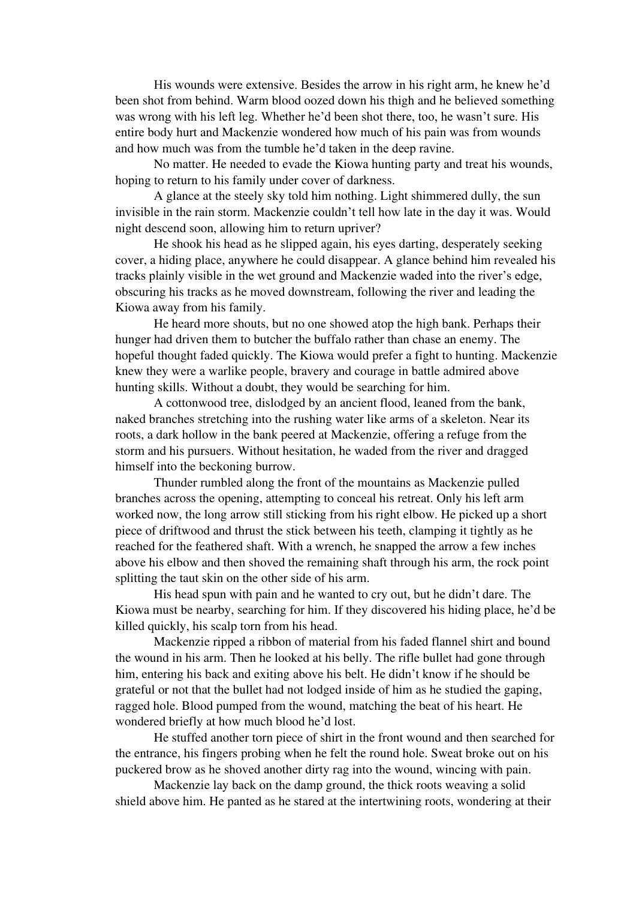His wounds were extensive. Besides the arrow in his right arm, he knew he'd been shot from behind. Warm blood oozed down his thigh and he believed something was wrong with his left leg. Whether he'd been shot there, too, he wasn't sure. His entire body hurt and Mackenzie wondered how much of his pain was from wounds and how much was from the tumble he'd taken in the deep ravine.

No matter. He needed to evade the Kiowa hunting party and treat his wounds, hoping to return to his family under cover of darkness.

A glance at the steely sky told him nothing. Light shimmered dully, the sun invisible in the rain storm. Mackenzie couldn't tell how late in the day it was. Would night descend soon, allowing him to return upriver?

He shook his head as he slipped again, his eyes darting, desperately seeking cover, a hiding place, anywhere he could disappear. A glance behind him revealed his tracks plainly visible in the wet ground and Mackenzie waded into the river's edge, obscuring his tracks as he moved downstream, following the river and leading the Kiowa away from his family.

He heard more shouts, but no one showed atop the high bank. Perhaps their hunger had driven them to butcher the buffalo rather than chase an enemy. The hopeful thought faded quickly. The Kiowa would prefer a fight to hunting. Mackenzie knew they were a warlike people, bravery and courage in battle admired above hunting skills. Without a doubt, they would be searching for him.

A cottonwood tree, dislodged by an ancient flood, leaned from the bank, naked branches stretching into the rushing water like arms of a skeleton. Near its roots, a dark hollow in the bank peered at Mackenzie, offering a refuge from the storm and his pursuers. Without hesitation, he waded from the river and dragged himself into the beckoning burrow.

Thunder rumbled along the front of the mountains as Mackenzie pulled branches across the opening, attempting to conceal his retreat. Only his left arm worked now, the long arrow still sticking from his right elbow. He picked up a short piece of driftwood and thrust the stick between his teeth, clamping it tightly as he reached for the feathered shaft. With a wrench, he snapped the arrow a few inches above his elbow and then shoved the remaining shaft through his arm, the rock point splitting the taut skin on the other side of his arm.

His head spun with pain and he wanted to cry out, but he didn't dare. The Kiowa must be nearby, searching for him. If they discovered his hiding place, he'd be killed quickly, his scalp torn from his head.

Mackenzie ripped a ribbon of material from his faded flannel shirt and bound the wound in his arm. Then he looked at his belly. The rifle bullet had gone through him, entering his back and exiting above his belt. He didn't know if he should be grateful or not that the bullet had not lodged inside of him as he studied the gaping, ragged hole. Blood pumped from the wound, matching the beat of his heart. He wondered briefly at how much blood he'd lost.

He stuffed another torn piece of shirt in the front wound and then searched for the entrance, his fingers probing when he felt the round hole. Sweat broke out on his puckered brow as he shoved another dirty rag into the wound, wincing with pain.

Mackenzie lay back on the damp ground, the thick roots weaving a solid shield above him. He panted as he stared at the intertwining roots, wondering at their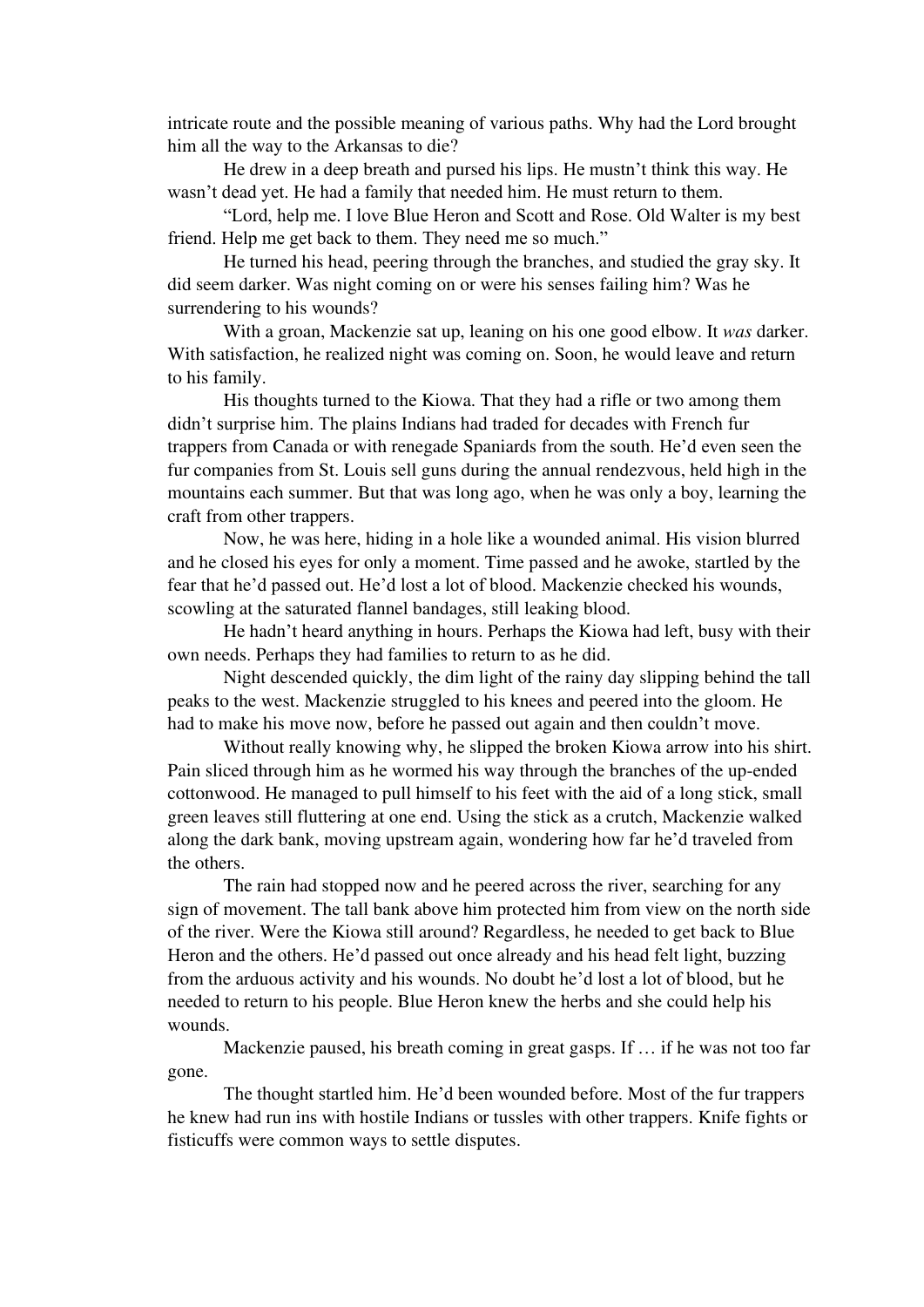intricate route and the possible meaning of various paths. Why had the Lord brought him all the way to the Arkansas to die?

He drew in a deep breath and pursed his lips. He mustn't think this way. He wasn't dead yet. He had a family that needed him. He must return to them.

"Lord, help me. I love Blue Heron and Scott and Rose. Old Walter is my best friend. Help me get back to them. They need me so much."

He turned his head, peering through the branches, and studied the gray sky. It did seem darker. Was night coming on or were his senses failing him? Was he surrendering to his wounds?

With a groan, Mackenzie sat up, leaning on his one good elbow. It *was* darker. With satisfaction, he realized night was coming on. Soon, he would leave and return to his family.

His thoughts turned to the Kiowa. That they had a rifle or two among them didn't surprise him. The plains Indians had traded for decades with French fur trappers from Canada or with renegade Spaniards from the south. He'd even seen the fur companies from St. Louis sell guns during the annual rendezvous, held high in the mountains each summer. But that was long ago, when he was only a boy, learning the craft from other trappers.

Now, he was here, hiding in a hole like a wounded animal. His vision blurred and he closed his eyes for only a moment. Time passed and he awoke, startled by the fear that he'd passed out. He'd lost a lot of blood. Mackenzie checked his wounds, scowling at the saturated flannel bandages, still leaking blood.

He hadn't heard anything in hours. Perhaps the Kiowa had left, busy with their own needs. Perhaps they had families to return to as he did.

Night descended quickly, the dim light of the rainy day slipping behind the tall peaks to the west. Mackenzie struggled to his knees and peered into the gloom. He had to make his move now, before he passed out again and then couldn't move.

Without really knowing why, he slipped the broken Kiowa arrow into his shirt. Pain sliced through him as he wormed his way through the branches of the up-ended cottonwood. He managed to pull himself to his feet with the aid of a long stick, small green leaves still fluttering at one end. Using the stick as a crutch, Mackenzie walked along the dark bank, moving upstream again, wondering how far he'd traveled from the others.

The rain had stopped now and he peered across the river, searching for any sign of movement. The tall bank above him protected him from view on the north side of the river. Were the Kiowa still around? Regardless, he needed to get back to Blue Heron and the others. He'd passed out once already and his head felt light, buzzing from the arduous activity and his wounds. No doubt he'd lost a lot of blood, but he needed to return to his people. Blue Heron knew the herbs and she could help his wounds.

Mackenzie paused, his breath coming in great gasps. If … if he was not too far gone.

The thought startled him. He'd been wounded before. Most of the fur trappers he knew had run ins with hostile Indians or tussles with other trappers. Knife fights or fisticuffs were common ways to settle disputes.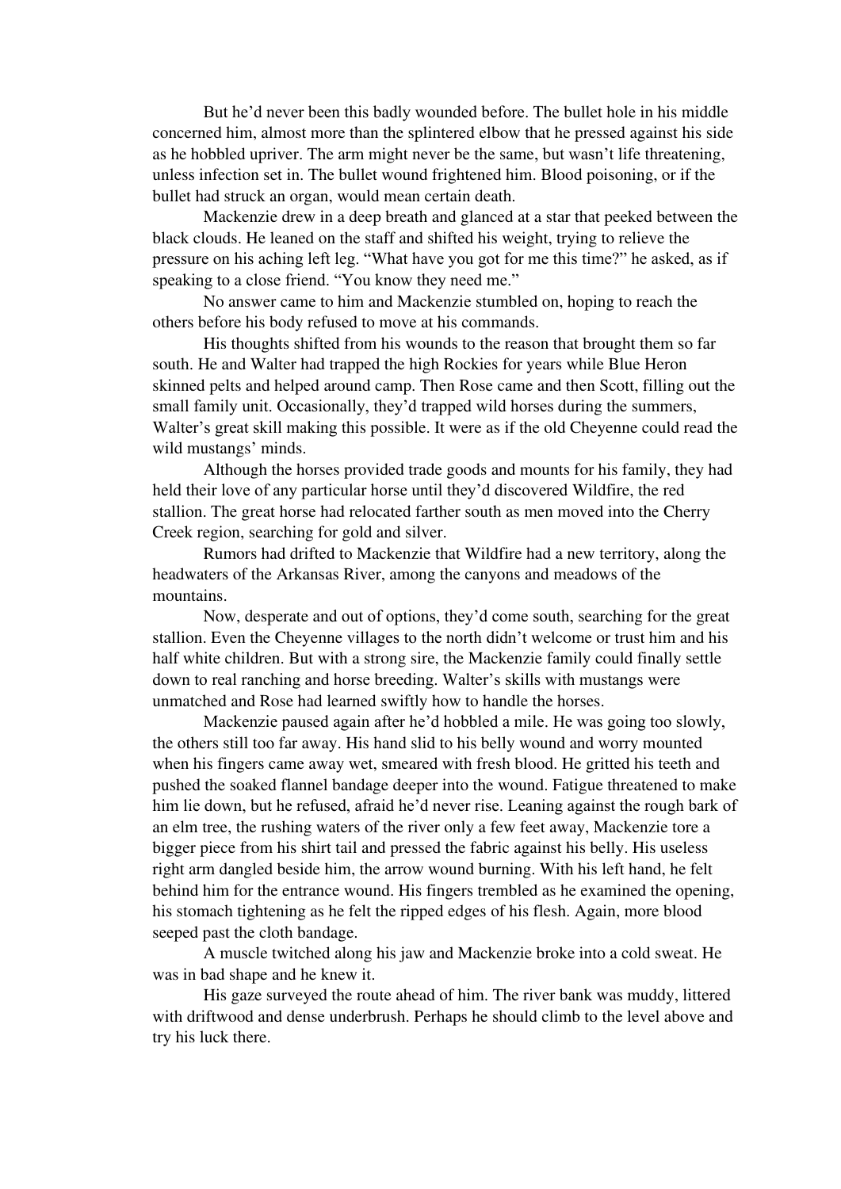But he'd never been this badly wounded before. The bullet hole in his middle concerned him, almost more than the splintered elbow that he pressed against his side as he hobbled upriver. The arm might never be the same, but wasn't life threatening, unless infection set in. The bullet wound frightened him. Blood poisoning, or if the bullet had struck an organ, would mean certain death.

Mackenzie drew in a deep breath and glanced at a star that peeked between the black clouds. He leaned on the staff and shifted his weight, trying to relieve the pressure on his aching left leg. "What have you got for me this time?" he asked, as if speaking to a close friend. "You know they need me."

No answer came to him and Mackenzie stumbled on, hoping to reach the others before his body refused to move at his commands.

His thoughts shifted from his wounds to the reason that brought them so far south. He and Walter had trapped the high Rockies for years while Blue Heron skinned pelts and helped around camp. Then Rose came and then Scott, filling out the small family unit. Occasionally, they'd trapped wild horses during the summers, Walter's great skill making this possible. It were as if the old Cheyenne could read the wild mustangs' minds.

Although the horses provided trade goods and mounts for his family, they had held their love of any particular horse until they'd discovered Wildfire, the red stallion. The great horse had relocated farther south as men moved into the Cherry Creek region, searching for gold and silver.

Rumors had drifted to Mackenzie that Wildfire had a new territory, along the headwaters of the Arkansas River, among the canyons and meadows of the mountains.

Now, desperate and out of options, they'd come south, searching for the great stallion. Even the Cheyenne villages to the north didn't welcome or trust him and his half white children. But with a strong sire, the Mackenzie family could finally settle down to real ranching and horse breeding. Walter's skills with mustangs were unmatched and Rose had learned swiftly how to handle the horses.

Mackenzie paused again after he'd hobbled a mile. He was going too slowly, the others still too far away. His hand slid to his belly wound and worry mounted when his fingers came away wet, smeared with fresh blood. He gritted his teeth and pushed the soaked flannel bandage deeper into the wound. Fatigue threatened to make him lie down, but he refused, afraid he'd never rise. Leaning against the rough bark of an elm tree, the rushing waters of the river only a few feet away, Mackenzie tore a bigger piece from his shirt tail and pressed the fabric against his belly. His useless right arm dangled beside him, the arrow wound burning. With his left hand, he felt behind him for the entrance wound. His fingers trembled as he examined the opening, his stomach tightening as he felt the ripped edges of his flesh. Again, more blood seeped past the cloth bandage.

A muscle twitched along his jaw and Mackenzie broke into a cold sweat. He was in bad shape and he knew it.

His gaze surveyed the route ahead of him. The river bank was muddy, littered with driftwood and dense underbrush. Perhaps he should climb to the level above and try his luck there.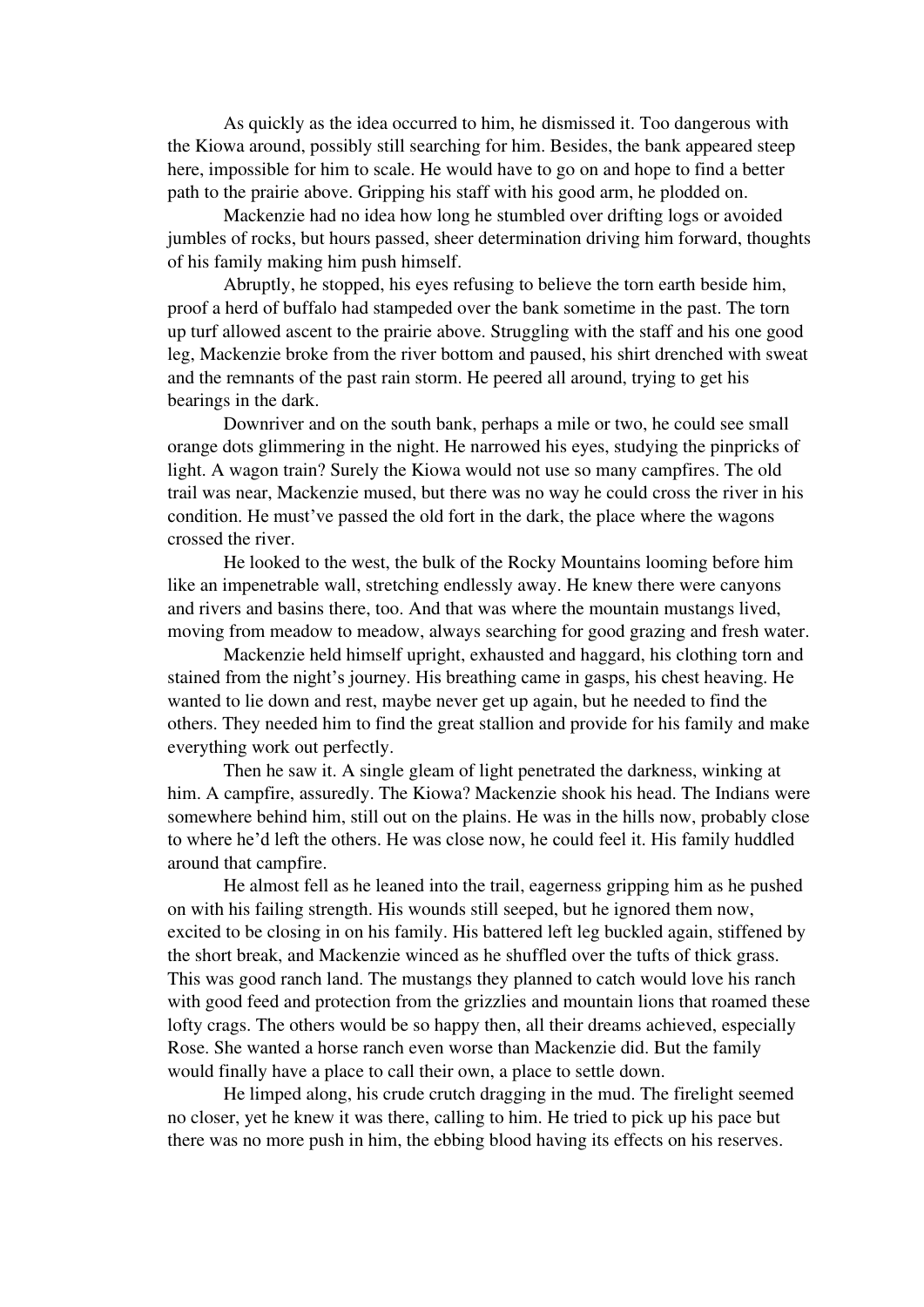As quickly as the idea occurred to him, he dismissed it. Too dangerous with the Kiowa around, possibly still searching for him. Besides, the bank appeared steep here, impossible for him to scale. He would have to go on and hope to find a better path to the prairie above. Gripping his staff with his good arm, he plodded on.

Mackenzie had no idea how long he stumbled over drifting logs or avoided jumbles of rocks, but hours passed, sheer determination driving him forward, thoughts of his family making him push himself.

Abruptly, he stopped, his eyes refusing to believe the torn earth beside him, proof a herd of buffalo had stampeded over the bank sometime in the past. The torn up turf allowed ascent to the prairie above. Struggling with the staff and his one good leg, Mackenzie broke from the river bottom and paused, his shirt drenched with sweat and the remnants of the past rain storm. He peered all around, trying to get his bearings in the dark.

Downriver and on the south bank, perhaps a mile or two, he could see small orange dots glimmering in the night. He narrowed his eyes, studying the pinpricks of light. A wagon train? Surely the Kiowa would not use so many campfires. The old trail was near, Mackenzie mused, but there was no way he could cross the river in his condition. He must've passed the old fort in the dark, the place where the wagons crossed the river.

He looked to the west, the bulk of the Rocky Mountains looming before him like an impenetrable wall, stretching endlessly away. He knew there were canyons and rivers and basins there, too. And that was where the mountain mustangs lived, moving from meadow to meadow, always searching for good grazing and fresh water.

Mackenzie held himself upright, exhausted and haggard, his clothing torn and stained from the night's journey. His breathing came in gasps, his chest heaving. He wanted to lie down and rest, maybe never get up again, but he needed to find the others. They needed him to find the great stallion and provide for his family and make everything work out perfectly.

Then he saw it. A single gleam of light penetrated the darkness, winking at him. A campfire, assuredly. The Kiowa? Mackenzie shook his head. The Indians were somewhere behind him, still out on the plains. He was in the hills now, probably close to where he'd left the others. He was close now, he could feel it. His family huddled around that campfire.

He almost fell as he leaned into the trail, eagerness gripping him as he pushed on with his failing strength. His wounds still seeped, but he ignored them now, excited to be closing in on his family. His battered left leg buckled again, stiffened by the short break, and Mackenzie winced as he shuffled over the tufts of thick grass. This was good ranch land. The mustangs they planned to catch would love his ranch with good feed and protection from the grizzlies and mountain lions that roamed these lofty crags. The others would be so happy then, all their dreams achieved, especially Rose. She wanted a horse ranch even worse than Mackenzie did. But the family would finally have a place to call their own, a place to settle down.

He limped along, his crude crutch dragging in the mud. The firelight seemed no closer, yet he knew it was there, calling to him. He tried to pick up his pace but there was no more push in him, the ebbing blood having its effects on his reserves.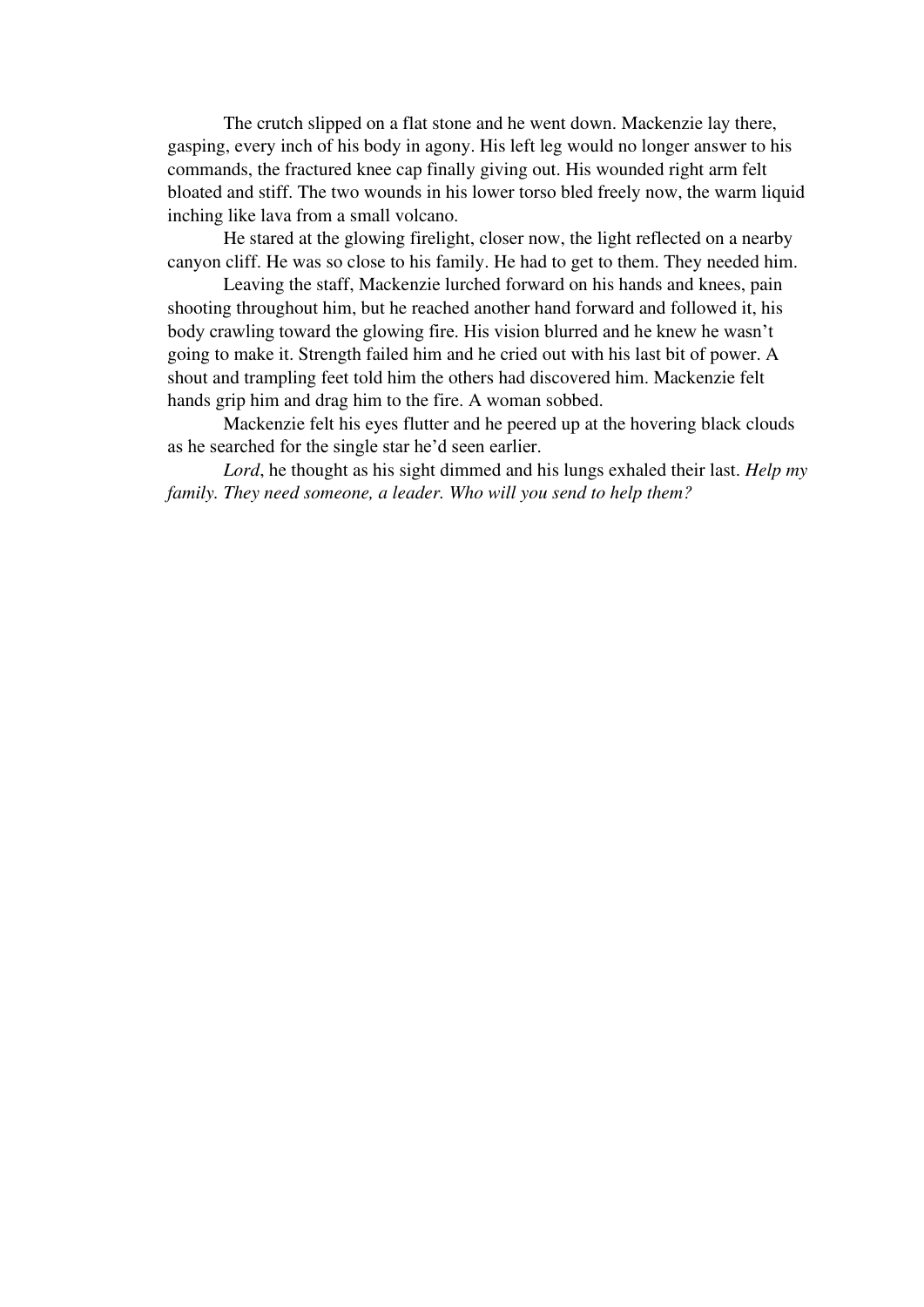The crutch slipped on a flat stone and he went down. Mackenzie lay there, gasping, every inch of his body in agony. His left leg would no longer answer to his commands, the fractured knee cap finally giving out. His wounded right arm felt bloated and stiff. The two wounds in his lower torso bled freely now, the warm liquid inching like lava from a small volcano.

He stared at the glowing firelight, closer now, the light reflected on a nearby canyon cliff. He was so close to his family. He had to get to them. They needed him.

Leaving the staff, Mackenzie lurched forward on his hands and knees, pain shooting throughout him, but he reached another hand forward and followed it, his body crawling toward the glowing fire. His vision blurred and he knew he wasn't going to make it. Strength failed him and he cried out with his last bit of power. A shout and trampling feet told him the others had discovered him. Mackenzie felt hands grip him and drag him to the fire. A woman sobbed.

Mackenzie felt his eyes flutter and he peered up at the hovering black clouds as he searched for the single star he'd seen earlier.

*Lord*, he thought as his sight dimmed and his lungs exhaled their last. *Help my family. They need someone, a leader. Who will you send to help them?*